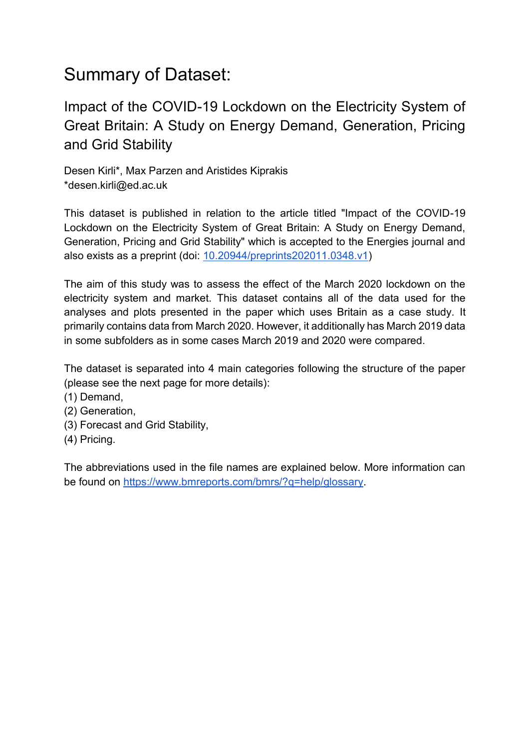# Summary of Dataset:

## Impact of the COVID-19 Lockdown on the Electricity System of Great Britain: A Study on Energy Demand, Generation, Pricing and Grid Stability

Desen Kirli*, Max Parzen and Aristides Kiprakis
*desen.kirli@ed.ac.uk

This dataset is published in relation to the article titled "Impact of the COVID-19 Lockdown on the Electricity System of Great Britain: A Study on Energy Demand, Generation, Pricing and Grid Stability" which is accepted to the Energies journal and also exists as a preprint (doi: [10.20944/preprints202011.0348.v1](https://doi.org/10.20944/preprints202011.0348.v1))

The aim of this study was to assess the effect of the March 2020 lockdown on the electricity system and market. This dataset contains all of the data used for the analyses and plots presented in the paper which uses Britain as a case study. It primarily contains data from March 2020. However, it additionally has March 2019 data in some subfolders as in some cases March 2019 and 2020 were compared.

The dataset is separated into 4 main categories following the structure of the paper (please see the next page for more details):
(1) Demand,
(2) Generation,
(3) Forecast and Grid Stability,
(4) Pricing.

The abbreviations used in the file names are explained below. More information can be found on [https://www.bmreports.com/bmrs/?q=help/glossary](https://www.bmreports.com/bmrs/?q=help/glossary).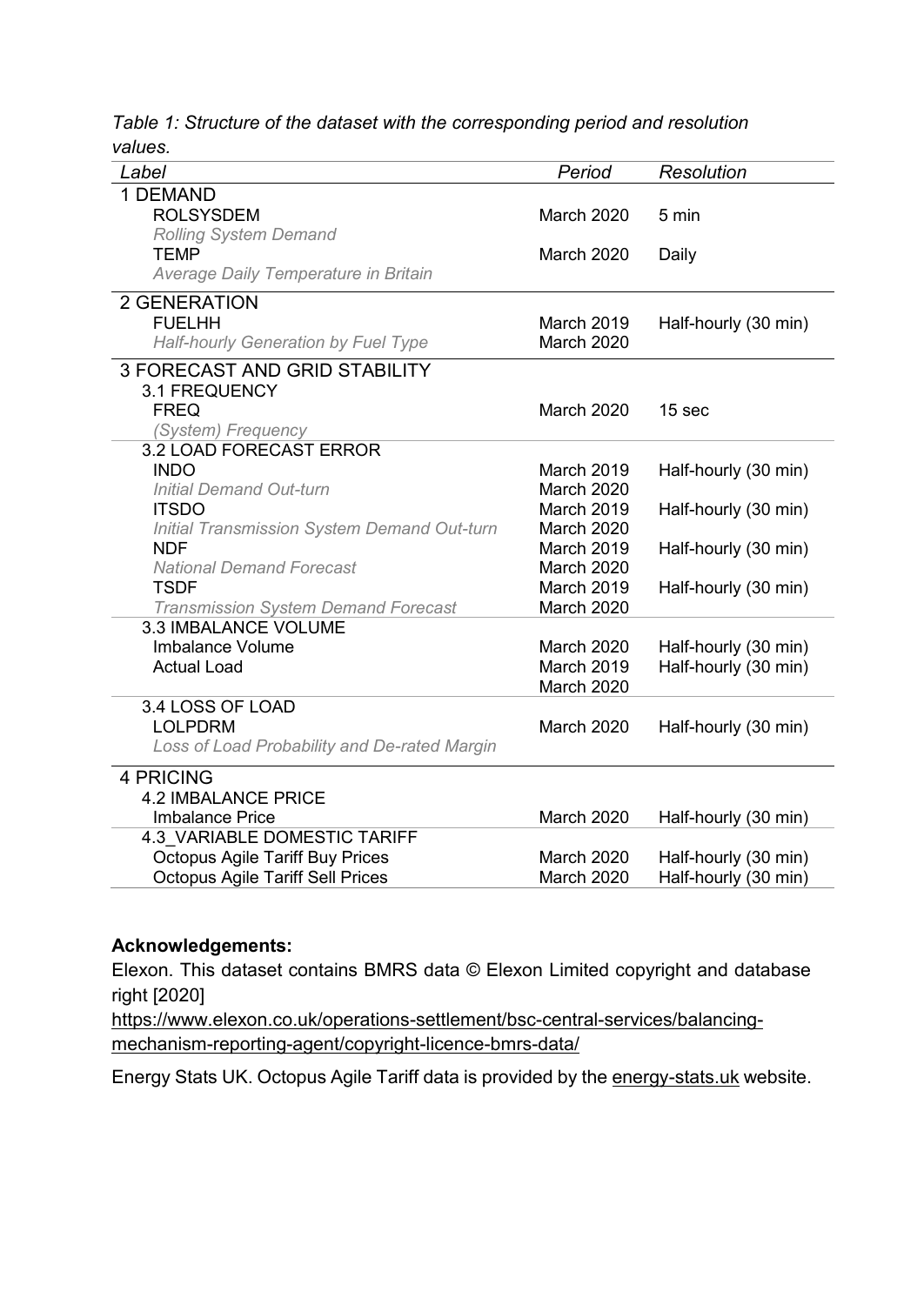*Table 1: Structure of the dataset with the corresponding period and resolution values.*

| *Label* | *Period* | *Resolution* |
|---|---|---|
| 1 DEMAND | | |
| ROLSYSDEM *Rolling System Demand* | March 2020 | 5 min |
| TEMP *Average Daily Temperature in Britain* | March 2020 | Daily |
| 2 GENERATION | | |
| FUELHH *Half-hourly Generation by Fuel Type* | March 2019 March 2020 | Half-hourly (30 min) |
| 3 FORECAST AND GRID STABILITY | | |
| 3.1 FREQUENCY | | |
| FREQ *(System) Frequency* | March 2020 | 15 sec |
| 3.2 LOAD FORECAST ERROR | | |
| INDO *Initial Demand Out-turn* | March 2019 March 2020 | Half-hourly (30 min) |
| ITSDO *Initial Transmission System Demand Out-turn* | March 2019 March 2020 | Half-hourly (30 min) |
| NDF *National Demand Forecast* | March 2019 March 2020 | Half-hourly (30 min) |
| TSDF *Transmission System Demand Forecast* | March 2019 March 2020 | Half-hourly (30 min) |
| 3.3 IMBALANCE VOLUME | | |
| Imbalance Volume | March 2020 | Half-hourly (30 min) |
| Actual Load | March 2019 March 2020 | Half-hourly (30 min) |
| 3.4 LOSS OF LOAD | | |
| LOLPDRM *Loss of Load Probability and De-rated Margin* | March 2020 | Half-hourly (30 min) |
| 4 PRICING | | |
| 4.2 IMBALANCE PRICE | | |
| Imbalance Price | March 2020 | Half-hourly (30 min) |
| 4.3_VARIABLE DOMESTIC TARIFF | | |
| Octopus Agile Tariff Buy Prices | March 2020 | Half-hourly (30 min) |
| Octopus Agile Tariff Sell Prices | March 2020 | Half-hourly (30 min) |

**Acknowledgements:**

Elexon. This dataset contains BMRS data © Elexon Limited copyright and database right [2020]

https://www.elexon.co.uk/operations-settlement/bsc-central-services/balancing-mechanism-reporting-agent/copyright-licence-bmrs-data/

Energy Stats UK. Octopus Agile Tariff data is provided by the energy-stats.uk website.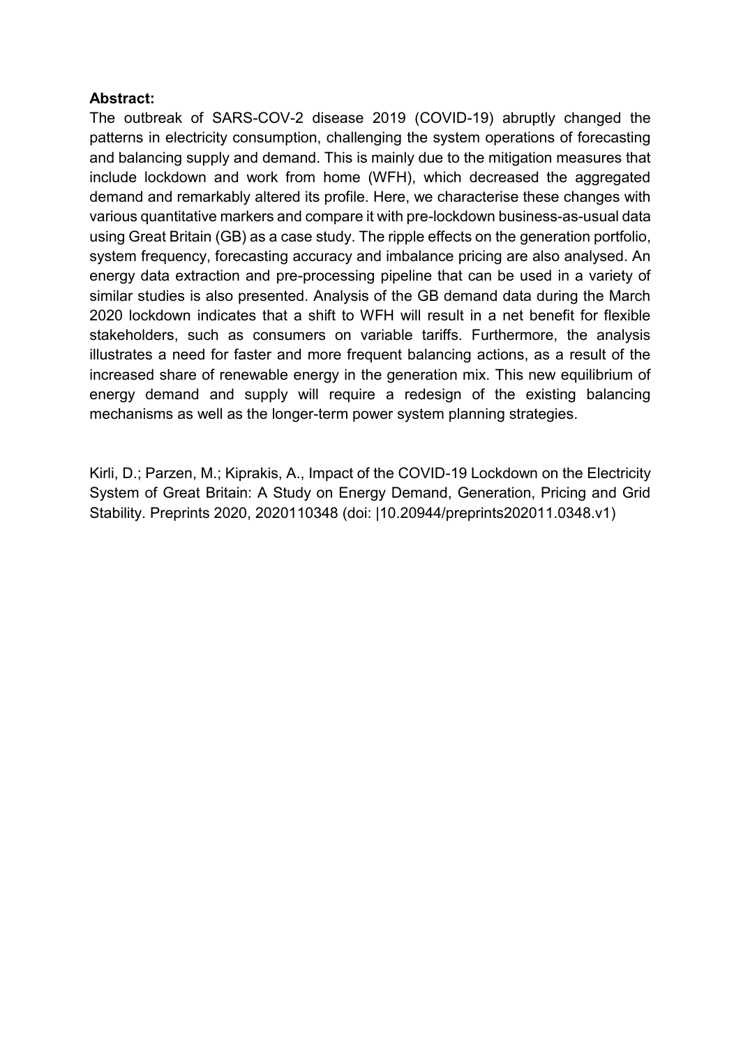**Abstract:**

The outbreak of SARS-COV-2 disease 2019 (COVID-19) abruptly changed the patterns in electricity consumption, challenging the system operations of forecasting and balancing supply and demand. This is mainly due to the mitigation measures that include lockdown and work from home (WFH), which decreased the aggregated demand and remarkably altered its profile. Here, we characterise these changes with various quantitative markers and compare it with pre-lockdown business-as-usual data using Great Britain (GB) as a case study. The ripple effects on the generation portfolio, system frequency, forecasting accuracy and imbalance pricing are also analysed. An energy data extraction and pre-processing pipeline that can be used in a variety of similar studies is also presented. Analysis of the GB demand data during the March 2020 lockdown indicates that a shift to WFH will result in a net benefit for flexible stakeholders, such as consumers on variable tariffs. Furthermore, the analysis illustrates a need for faster and more frequent balancing actions, as a result of the increased share of renewable energy in the generation mix. This new equilibrium of energy demand and supply will require a redesign of the existing balancing mechanisms as well as the longer-term power system planning strategies.

Kirli, D.; Parzen, M.; Kiprakis, A., Impact of the COVID-19 Lockdown on the Electricity System of Great Britain: A Study on Energy Demand, Generation, Pricing and Grid Stability. Preprints 2020, 2020110348 (doi: |10.20944/preprints202011.0348.v1)